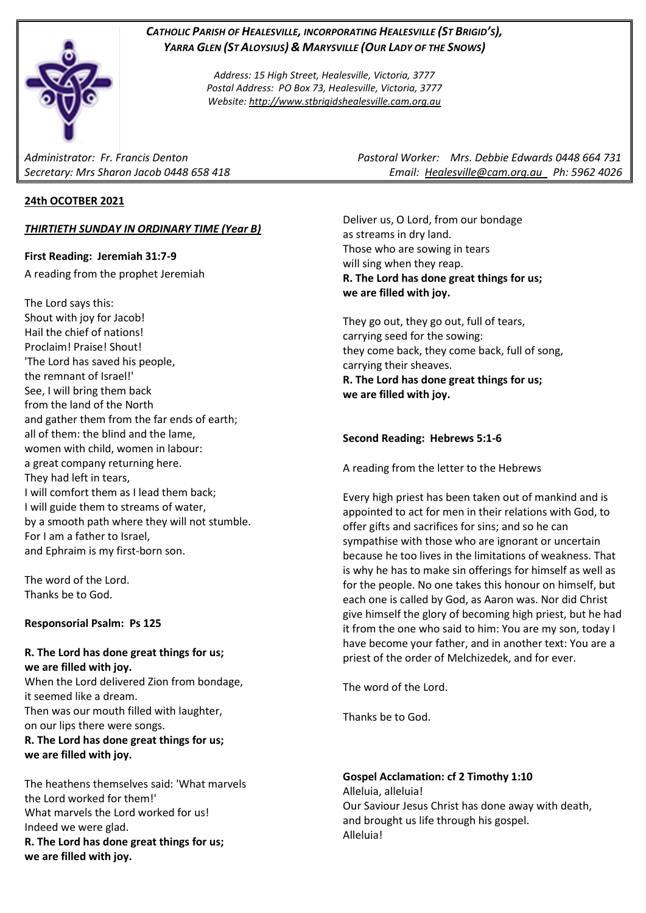***CATHOLIC PARISH OF HEALESVILLE, INCORPORATING HEALESVILLE (ST BRIGID'S), YARRA GLEN (ST ALOYSIUS) & MARYSVILLE (OUR LADY OF THE SNOWS)***

*Address: 15 High Street, Healesville, Victoria, 3777*
*Postal Address: PO Box 73, Healesville, Victoria, 3777*
*Website: http://www.stbrigidshealesville.cam.org.au*

*Administrator: Fr. Francis Denton* | *Pastoral Worker: Mrs. Debbie Edwards 0448 664 731*
*Secretary: Mrs Sharon Jacob 0448 658 418* | *Email: Healesville@cam.org.au Ph: 5962 4026*

**24th OCOTBER 2021**

***THIRTIETH SUNDAY IN ORDINARY TIME (Year B)***

**First Reading: Jeremiah 31:7-9**

A reading from the prophet Jeremiah

The Lord says this:
Shout with joy for Jacob!
Hail the chief of nations!
Proclaim! Praise! Shout!
'The Lord has saved his people,
the remnant of Israel!'
See, I will bring them back
from the land of the North
and gather them from the far ends of earth;
all of them: the blind and the lame,
women with child, women in labour:
a great company returning here.
They had left in tears,
I will comfort them as I lead them back;
I will guide them to streams of water,
by a smooth path where they will not stumble.
For I am a father to Israel,
and Ephraim is my first-born son.

The word of the Lord.
Thanks be to God.

**Responsorial Psalm: Ps 125**

**R. The Lord has done great things for us;**
**we are filled with joy.**
When the Lord delivered Zion from bondage,
it seemed like a dream.
Then was our mouth filled with laughter,
on our lips there were songs.
**R. The Lord has done great things for us;**
**we are filled with joy.**

The heathens themselves said: 'What marvels
the Lord worked for them!'
What marvels the Lord worked for us!
Indeed we were glad.
**R. The Lord has done great things for us;**
**we are filled with joy.**

Deliver us, O Lord, from our bondage
as streams in dry land.
Those who are sowing in tears
will sing when they reap.
**R. The Lord has done great things for us;**
**we are filled with joy.**

They go out, they go out, full of tears,
carrying seed for the sowing:
they come back, they come back, full of song,
carrying their sheaves.
**R. The Lord has done great things for us;**
**we are filled with joy.**

**Second Reading: Hebrews 5:1-6**

A reading from the letter to the Hebrews

Every high priest has been taken out of mankind and is appointed to act for men in their relations with God, to offer gifts and sacrifices for sins; and so he can sympathise with those who are ignorant or uncertain because he too lives in the limitations of weakness. That is why he has to make sin offerings for himself as well as for the people. No one takes this honour on himself, but each one is called by God, as Aaron was. Nor did Christ give himself the glory of becoming high priest, but he had it from the one who said to him: You are my son, today I have become your father, and in another text: You are a priest of the order of Melchizedek, and for ever.

The word of the Lord.

Thanks be to God.

**Gospel Acclamation: cf 2 Timothy 1:10**

Alleluia, alleluia!
Our Saviour Jesus Christ has done away with death,
and brought us life through his gospel.
Alleluia!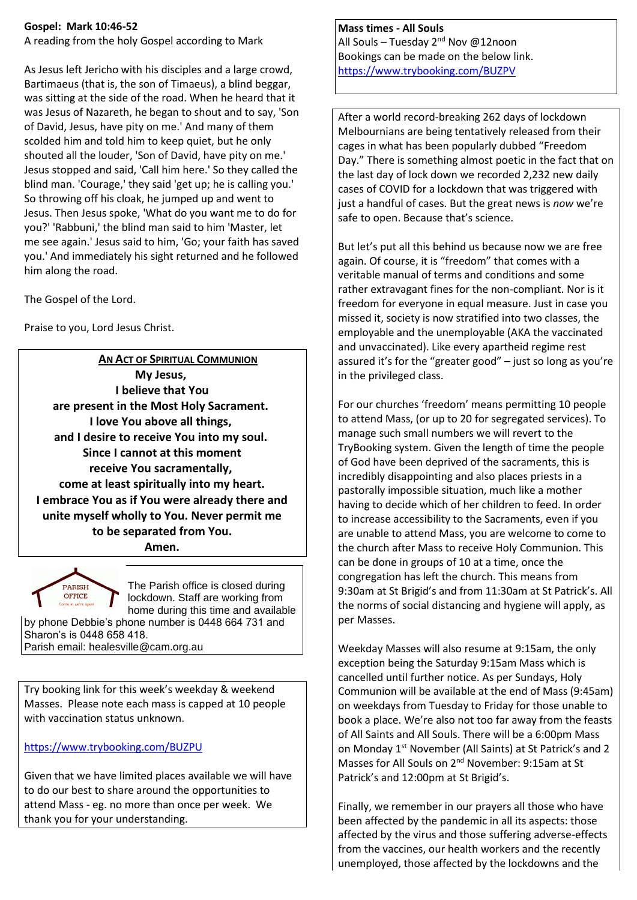**Gospel: Mark 10:46-52**

A reading from the holy Gospel according to Mark

As Jesus left Jericho with his disciples and a large crowd, Bartimaeus (that is, the son of Timaeus), a blind beggar, was sitting at the side of the road. When he heard that it was Jesus of Nazareth, he began to shout and to say, 'Son of David, Jesus, have pity on me.' And many of them scolded him and told him to keep quiet, but he only shouted all the louder, 'Son of David, have pity on me.' Jesus stopped and said, 'Call him here.' So they called the blind man. 'Courage,' they said 'get up; he is calling you.' So throwing off his cloak, he jumped up and went to Jesus. Then Jesus spoke, 'What do you want me to do for you?' 'Rabbuni,' the blind man said to him 'Master, let me see again.' Jesus said to him, 'Go; your faith has saved you.' And immediately his sight returned and he followed him along the road.

The Gospel of the Lord.

Praise to you, Lord Jesus Christ.

**An Act of Spiritual Communion**

**My Jesus,**
**I believe that You**
**are present in the Most Holy Sacrament.**
**I love You above all things,**
**and I desire to receive You into my soul.**
**Since I cannot at this moment**
**receive You sacramentally,**
**come at least spiritually into my heart.**
**I embrace You as if You were already there and unite myself wholly to You. Never permit me to be separated from You.**
**Amen.**

PARISH OFFICE

The Parish office is closed during lockdown. Staff are working from home during this time and available by phone Debbie's phone number is 0448 664 731 and Sharon's is 0448 658 418.
Parish email: healesville@cam.org.au

Try booking link for this week's weekday & weekend Masses. Please note each mass is capped at 10 people with vaccination status unknown.

https://www.trybooking.com/BUZPU

Given that we have limited places available we will have to do our best to share around the opportunities to attend Mass - eg. no more than once per week. We thank you for your understanding.

**Mass times - All Souls**

All Souls – Tuesday 2nd Nov @12noon
Bookings can be made on the below link.
https://www.trybooking.com/BUZPV

After a world record-breaking 262 days of lockdown Melbournians are being tentatively released from their cages in what has been popularly dubbed "Freedom Day." There is something almost poetic in the fact that on the last day of lock down we recorded 2,232 new daily cases of COVID for a lockdown that was triggered with just a handful of cases. But the great news is *now* we're safe to open. Because that's science.

But let's put all this behind us because now we are free again. Of course, it is "freedom" that comes with a veritable manual of terms and conditions and some rather extravagant fines for the non-compliant. Nor is it freedom for everyone in equal measure. Just in case you missed it, society is now stratified into two classes, the employable and the unemployable (AKA the vaccinated and unvaccinated). Like every apartheid regime rest assured it's for the "greater good" – just so long as you're in the privileged class.

For our churches 'freedom' means permitting 10 people to attend Mass, (or up to 20 for segregated services). To manage such small numbers we will revert to the TryBooking system. Given the length of time the people of God have been deprived of the sacraments, this is incredibly disappointing and also places priests in a pastorally impossible situation, much like a mother having to decide which of her children to feed. In order to increase accessibility to the Sacraments, even if you are unable to attend Mass, you are welcome to come to the church after Mass to receive Holy Communion. This can be done in groups of 10 at a time, once the congregation has left the church. This means from 9:30am at St Brigid's and from 11:30am at St Patrick's. All the norms of social distancing and hygiene will apply, as per Masses.

Weekday Masses will also resume at 9:15am, the only exception being the Saturday 9:15am Mass which is cancelled until further notice. As per Sundays, Holy Communion will be available at the end of Mass (9:45am) on weekdays from Tuesday to Friday for those unable to book a place. We're also not too far away from the feasts of All Saints and All Souls. There will be a 6:00pm Mass on Monday 1st November (All Saints) at St Patrick's and 2 Masses for All Souls on 2nd November: 9:15am at St Patrick's and 12:00pm at St Brigid's.

Finally, we remember in our prayers all those who have been affected by the pandemic in all its aspects: those affected by the virus and those suffering adverse-effects from the vaccines, our health workers and the recently unemployed, those affected by the lockdowns and the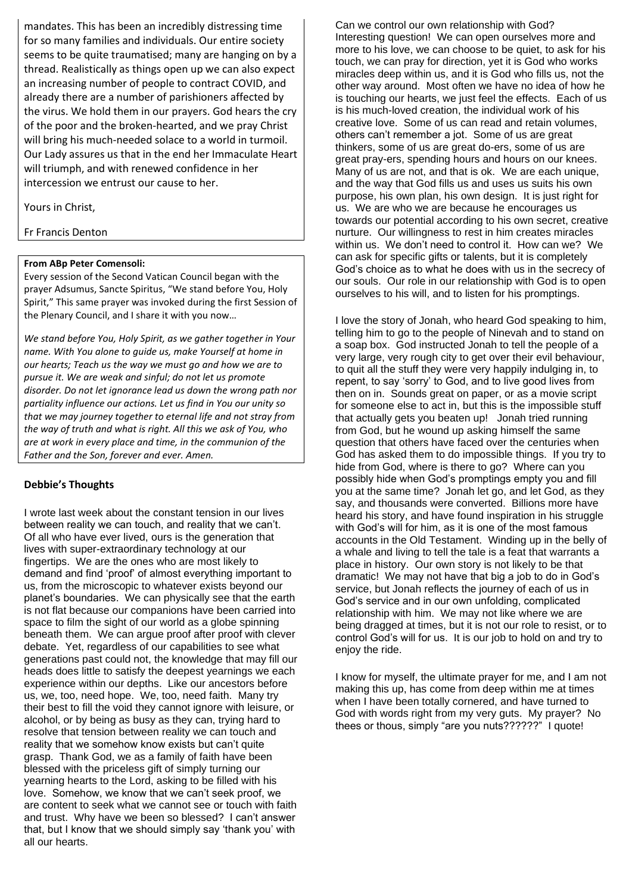mandates. This has been an incredibly distressing time for so many families and individuals. Our entire society seems to be quite traumatised; many are hanging on by a thread. Realistically as things open up we can also expect an increasing number of people to contract COVID, and already there are a number of parishioners affected by the virus. We hold them in our prayers. God hears the cry of the poor and the broken-hearted, and we pray Christ will bring his much-needed solace to a world in turmoil. Our Lady assures us that in the end her Immaculate Heart will triumph, and with renewed confidence in her intercession we entrust our cause to her.

Yours in Christ,

Fr Francis Denton

**From ABp Peter Comensoli:**

Every session of the Second Vatican Council began with the prayer Adsumus, Sancte Spiritus, "We stand before You, Holy Spirit," This same prayer was invoked during the first Session of the Plenary Council, and I share it with you now…

*We stand before You, Holy Spirit, as we gather together in Your name. With You alone to guide us, make Yourself at home in our hearts; Teach us the way we must go and how we are to pursue it. We are weak and sinful; do not let us promote disorder. Do not let ignorance lead us down the wrong path nor partiality influence our actions. Let us find in You our unity so that we may journey together to eternal life and not stray from the way of truth and what is right. All this we ask of You, who are at work in every place and time, in the communion of the Father and the Son, forever and ever. Amen.*

### Debbie's Thoughts

I wrote last week about the constant tension in our lives between reality we can touch, and reality that we can't. Of all who have ever lived, ours is the generation that lives with super-extraordinary technology at our fingertips. We are the ones who are most likely to demand and find 'proof' of almost everything important to us, from the microscopic to whatever exists beyond our planet's boundaries. We can physically see that the earth is not flat because our companions have been carried into space to film the sight of our world as a globe spinning beneath them. We can argue proof after proof with clever debate. Yet, regardless of our capabilities to see what generations past could not, the knowledge that may fill our heads does little to satisfy the deepest yearnings we each experience within our depths. Like our ancestors before us, we, too, need hope. We, too, need faith. Many try their best to fill the void they cannot ignore with leisure, or alcohol, or by being as busy as they can, trying hard to resolve that tension between reality we can touch and reality that we somehow know exists but can't quite grasp. Thank God, we as a family of faith have been blessed with the priceless gift of simply turning our yearning hearts to the Lord, asking to be filled with his love. Somehow, we know that we can't seek proof, we are content to seek what we cannot see or touch with faith and trust. Why have we been so blessed? I can't answer that, but I know that we should simply say 'thank you' with all our hearts.

Can we control our own relationship with God? Interesting question! We can open ourselves more and more to his love, we can choose to be quiet, to ask for his touch, we can pray for direction, yet it is God who works miracles deep within us, and it is God who fills us, not the other way around. Most often we have no idea of how he is touching our hearts, we just feel the effects. Each of us is his much-loved creation, the individual work of his creative love. Some of us can read and retain volumes, others can't remember a jot. Some of us are great thinkers, some of us are great do-ers, some of us are great pray-ers, spending hours and hours on our knees. Many of us are not, and that is ok. We are each unique, and the way that God fills us and uses us suits his own purpose, his own plan, his own design. It is just right for us. We are who we are because he encourages us towards our potential according to his own secret, creative nurture. Our willingness to rest in him creates miracles within us. We don't need to control it. How can we? We can ask for specific gifts or talents, but it is completely God's choice as to what he does with us in the secrecy of our souls. Our role in our relationship with God is to open ourselves to his will, and to listen for his promptings.

I love the story of Jonah, who heard God speaking to him, telling him to go to the people of Nineveh and to stand on a soap box. God instructed Jonah to tell the people of a very large, very rough city to get over their evil behaviour, to quit all the stuff they were very happily indulging in, to repent, to say 'sorry' to God, and to live good lives from then on in. Sounds great on paper, or as a movie script for someone else to act in, but this is the impossible stuff that actually gets you beaten up! Jonah tried running from God, but he wound up asking himself the same question that others have faced over the centuries when God has asked them to do impossible things. If you try to hide from God, where is there to go? Where can you possibly hide when God's promptings empty you and fill you at the same time? Jonah let go, and let God, as they say, and thousands were converted. Billions more have heard his story, and have found inspiration in his struggle with God's will for him, as it is one of the most famous accounts in the Old Testament. Winding up in the belly of a whale and living to tell the tale is a feat that warrants a place in history. Our own story is not likely to be that dramatic! We may not have that big a job to do in God's service, but Jonah reflects the journey of each of us in God's service and in our own unfolding, complicated relationship with him. We may not like where we are being dragged at times, but it is not our role to resist, or to control God's will for us. It is our job to hold on and try to enjoy the ride.

I know for myself, the ultimate prayer for me, and I am not making this up, has come from deep within me at times when I have been totally cornered, and have turned to God with words right from my very guts. My prayer? No thees or thous, simply "are you nuts??????" I quote!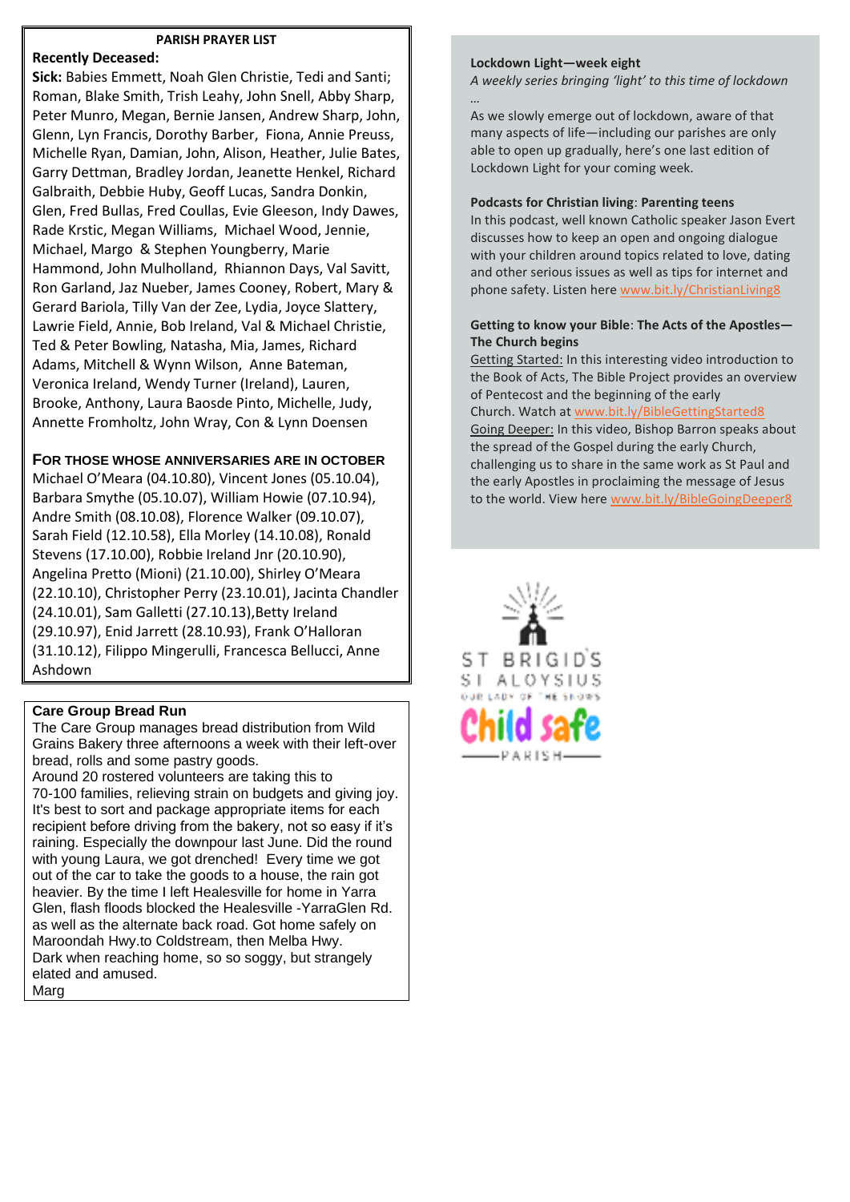## PARISH PRAYER LIST

**Recently Deceased:**

**Sick:** Babies Emmett, Noah Glen Christie, Tedi and Santi; Roman, Blake Smith, Trish Leahy, John Snell, Abby Sharp, Peter Munro, Megan, Bernie Jansen, Andrew Sharp, John, Glenn, Lyn Francis, Dorothy Barber, Fiona, Annie Preuss, Michelle Ryan, Damian, John, Alison, Heather, Julie Bates, Garry Dettman, Bradley Jordan, Jeanette Henkel, Richard Galbraith, Debbie Huby, Geoff Lucas, Sandra Donkin, Glen, Fred Bullas, Fred Coullas, Evie Gleeson, Indy Dawes, Rade Krstic, Megan Williams, Michael Wood, Jennie, Michael, Margo & Stephen Youngberry, Marie Hammond, John Mulholland, Rhiannon Days, Val Savitt, Ron Garland, Jaz Nueber, James Cooney, Robert, Mary & Gerard Bariola, Tilly Van der Zee, Lydia, Joyce Slattery, Lawrie Field, Annie, Bob Ireland, Val & Michael Christie, Ted & Peter Bowling, Natasha, Mia, James, Richard Adams, Mitchell & Wynn Wilson, Anne Bateman, Veronica Ireland, Wendy Turner (Ireland), Lauren, Brooke, Anthony, Laura Baosde Pinto, Michelle, Judy, Annette Fromholtz, John Wray, Con & Lynn Doensen

**FOR THOSE WHOSE ANNIVERSARIES ARE IN OCTOBER**

Michael O'Meara (04.10.80), Vincent Jones (05.10.04), Barbara Smythe (05.10.07), William Howie (07.10.94), Andre Smith (08.10.08), Florence Walker (09.10.07), Sarah Field (12.10.58), Ella Morley (14.10.08), Ronald Stevens (17.10.00), Robbie Ireland Jnr (20.10.90), Angelina Pretto (Mioni) (21.10.00), Shirley O'Meara (22.10.10), Christopher Perry (23.10.01), Jacinta Chandler (24.10.01), Sam Galletti (27.10.13),Betty Ireland (29.10.97), Enid Jarrett (28.10.93), Frank O'Halloran (31.10.12), Filippo Mingerulli, Francesca Bellucci, Anne Ashdown

## Care Group Bread Run

The Care Group manages bread distribution from Wild Grains Bakery three afternoons a week with their left-over bread, rolls and some pastry goods.
Around 20 rostered volunteers are taking this to 70-100 families, relieving strain on budgets and giving joy. It's best to sort and package appropriate items for each recipient before driving from the bakery, not so easy if it's raining. Especially the downpour last June. Did the round with young Laura, we got drenched! Every time we got out of the car to take the goods to a house, the rain got heavier. By the time I left Healesville for home in Yarra Glen, flash floods blocked the Healesville -YarraGlen Rd. as well as the alternate back road. Got home safely on Maroondah Hwy.to Coldstream, then Melba Hwy.
Dark when reaching home, so so soggy, but strangely elated and amused.
Marg

**Lockdown Light—week eight**

*A weekly series bringing 'light' to this time of lockdown …*

As we slowly emerge out of lockdown, aware of that many aspects of life—including our parishes are only able to open up gradually, here's one last edition of Lockdown Light for your coming week.

**Podcasts for Christian living**: **Parenting teens**

In this podcast, well known Catholic speaker Jason Evert discusses how to keep an open and ongoing dialogue with your children around topics related to love, dating and other serious issues as well as tips for internet and phone safety. Listen here www.bit.ly/ChristianLiving8

**Getting to know your Bible**: **The Acts of the Apostles—The Church begins**

Getting Started: In this interesting video introduction to the Book of Acts, The Bible Project provides an overview of Pentecost and the beginning of the early Church. Watch at www.bit.ly/BibleGettingStarted8

Going Deeper: In this video, Bishop Barron speaks about the spread of the Gospel during the early Church, challenging us to share in the same work as St Paul and the early Apostles in proclaiming the message of Jesus to the world. View here www.bit.ly/BibleGoingDeeper8

ST BRIGID'S
ST ALOYSIUS
OUR LADY OF THE SNOWS
Child safe
PARISH